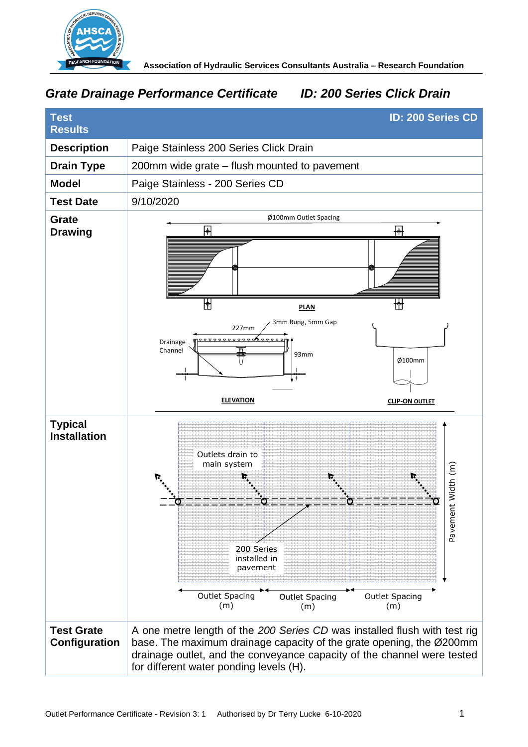Association of Hydraulic Services Consultants Australia – Research Foundation

# Grate Drainage Performance Certificate    ID: 200 Series Click Drain

| Test Results | ID: 200 Series CD |
|---|---|
| **Description** | Paige Stainless 200 Series Click Drain |
| **Drain Type** | 200mm wide grate – flush mounted to pavement |
| **Model** | Paige Stainless - 200 Series CD |
| **Test Date** | 9/10/2020 |
| **Grate Drawing** | Ø100mm Outlet Spacing; PLAN; 227mm; 3mm Rung, 5mm Gap; Drainage Channel; 93mm; ELEVATION; Ø100mm; CLIP-ON OUTLET |
| **Typical Installation** | Outlets drain to main system; 200 Series installed in pavement; Pavement Width (m); Outlet Spacing (m); Outlet Spacing (m); Outlet Spacing (m) |
| **Test Grate Configuration** | A one metre length of the *200 Series CD* was installed flush with test rig base. The maximum drainage capacity of the grate opening, the Ø200mm drainage outlet, and the conveyance capacity of the channel were tested for different water ponding levels (H). |

Outlet Performance Certificate - Revision 3: 1    Authorised by Dr Terry Lucke 6-10-2020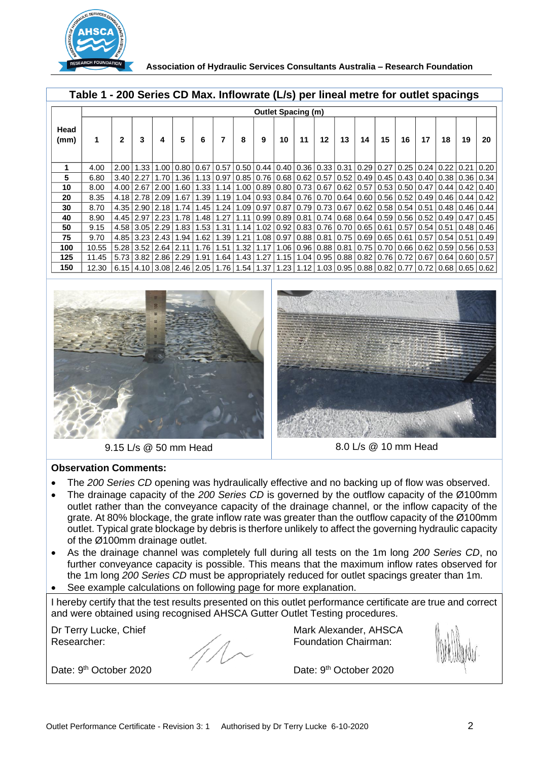## Table 1 - 200 Series CD Max. Inflowrate (L/s) per lineal metre for outlet spacings

| Head (mm) | Outlet Spacing (m) | | | | | | | | | | | | | | | | | | | |
|---|---|---|---|---|---|---|---|---|---|---|---|---|---|---|---|---|---|---|---|---|
| | **1** | **2** | **3** | **4** | **5** | **6** | **7** | **8** | **9** | **10** | **11** | **12** | **13** | **14** | **15** | **16** | **17** | **18** | **19** | **20** |
| **1** | 4.00 | 2.00 | 1.33 | 1.00 | 0.80 | 0.67 | 0.57 | 0.50 | 0.44 | 0.40 | 0.36 | 0.33 | 0.31 | 0.29 | 0.27 | 0.25 | 0.24 | 0.22 | 0.21 | 0.20 |
| **5** | 6.80 | 3.40 | 2.27 | 1.70 | 1.36 | 1.13 | 0.97 | 0.85 | 0.76 | 0.68 | 0.62 | 0.57 | 0.52 | 0.49 | 0.45 | 0.43 | 0.40 | 0.38 | 0.36 | 0.34 |
| **10** | 8.00 | 4.00 | 2.67 | 2.00 | 1.60 | 1.33 | 1.14 | 1.00 | 0.89 | 0.80 | 0.73 | 0.67 | 0.62 | 0.57 | 0.53 | 0.50 | 0.47 | 0.44 | 0.42 | 0.40 |
| **20** | 8.35 | 4.18 | 2.78 | 2.09 | 1.67 | 1.39 | 1.19 | 1.04 | 0.93 | 0.84 | 0.76 | 0.70 | 0.64 | 0.60 | 0.56 | 0.52 | 0.49 | 0.46 | 0.44 | 0.42 |
| **30** | 8.70 | 4.35 | 2.90 | 2.18 | 1.74 | 1.45 | 1.24 | 1.09 | 0.97 | 0.87 | 0.79 | 0.73 | 0.67 | 0.62 | 0.58 | 0.54 | 0.51 | 0.48 | 0.46 | 0.44 |
| **40** | 8.90 | 4.45 | 2.97 | 2.23 | 1.78 | 1.48 | 1.27 | 1.11 | 0.99 | 0.89 | 0.81 | 0.74 | 0.68 | 0.64 | 0.59 | 0.56 | 0.52 | 0.49 | 0.47 | 0.45 |
| **50** | 9.15 | 4.58 | 3.05 | 2.29 | 1.83 | 1.53 | 1.31 | 1.14 | 1.02 | 0.92 | 0.83 | 0.76 | 0.70 | 0.65 | 0.61 | 0.57 | 0.54 | 0.51 | 0.48 | 0.46 |
| **75** | 9.70 | 4.85 | 3.23 | 2.43 | 1.94 | 1.62 | 1.39 | 1.21 | 1.08 | 0.97 | 0.88 | 0.81 | 0.75 | 0.69 | 0.65 | 0.61 | 0.57 | 0.54 | 0.51 | 0.49 |
| **100** | 10.55 | 5.28 | 3.52 | 2.64 | 2.11 | 1.76 | 1.51 | 1.32 | 1.17 | 1.06 | 0.96 | 0.88 | 0.81 | 0.75 | 0.70 | 0.66 | 0.62 | 0.59 | 0.56 | 0.53 |
| **125** | 11.45 | 5.73 | 3.82 | 2.86 | 2.29 | 1.91 | 1.64 | 1.43 | 1.27 | 1.15 | 1.04 | 0.95 | 0.88 | 0.82 | 0.76 | 0.72 | 0.67 | 0.64 | 0.60 | 0.57 |
| **150** | 12.30 | 6.15 | 4.10 | 3.08 | 2.46 | 2.05 | 1.76 | 1.54 | 1.37 | 1.23 | 1.12 | 1.03 | 0.95 | 0.88 | 0.82 | 0.77 | 0.72 | 0.68 | 0.65 | 0.62 |

9.15 L/s @ 50 mm Head

8.0 L/s @ 10 mm Head

**Observation Comments:**

- The *200 Series CD* opening was hydraulically effective and no backing up of flow was observed.
- The drainage capacity of the *200 Series CD* is governed by the outflow capacity of the Ø100mm outlet rather than the conveyance capacity of the drainage channel, or the inflow capacity of the grate. At 80% blockage, the grate inflow rate was greater than the outflow capacity of the Ø100mm outlet. Typical grate blockage by debris is therfore unlikely to affect the governing hydraulic capacity of the Ø100mm drainage outlet.
- As the drainage channel was completely full during all tests on the 1m long *200 Series CD*, no further conveyance capacity is possible. This means that the maximum inflow rates observed for the 1m long *200 Series CD* must be appropriately reduced for outlet spacings greater than 1m.
- See example calculations on following page for more explanation.

I hereby certify that the test results presented on this outlet performance certificate are true and correct and were obtained using recognised AHSCA Gutter Outlet Testing procedures.

Dr Terry Lucke, Chief Researcher:

Date: 9th October 2020

Mark Alexander, AHSCA Foundation Chairman:

Date: 9th October 2020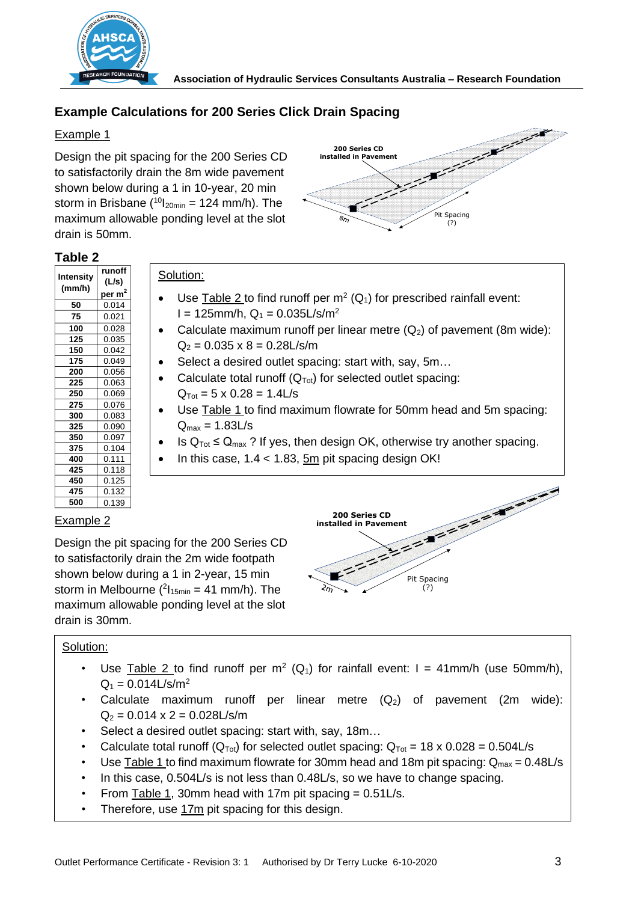## Example Calculations for 200 Series Click Drain Spacing

### Example 1

Design the pit spacing for the 200 Series CD to satisfactorily drain the 8m wide pavement shown below during a 1 in 10-year, 20 min storm in Brisbane ($^{10}I_{20min}$ = 124 mm/h). The maximum allowable ponding level at the slot drain is 50mm.

200 Series CD installed in Pavement

8m

Pit Spacing (?)

**Table 2**

| Intensity (mm/h) | runoff (L/s) per m$^2$ |
|---|---|
| **50** | 0.014 |
| **75** | 0.021 |
| **100** | 0.028 |
| **125** | 0.035 |
| **150** | 0.042 |
| **175** | 0.049 |
| **200** | 0.056 |
| **225** | 0.063 |
| **250** | 0.069 |
| **275** | 0.076 |
| **300** | 0.083 |
| **325** | 0.090 |
| **350** | 0.097 |
| **375** | 0.104 |
| **400** | 0.111 |
| **425** | 0.118 |
| **450** | 0.125 |
| **475** | 0.132 |
| **500** | 0.139 |

Solution:

- Use Table 2 to find runoff per m$^2$ ($Q_1$) for prescribed rainfall event: I = 125mm/h, $Q_1$ = 0.035L/s/m$^2$
- Calculate maximum runoff per linear metre ($Q_2$) of pavement (8m wide): $Q_2$ = 0.035 x 8 = 0.28L/s/m
- Select a desired outlet spacing: start with, say, 5m…
- Calculate total runoff ($Q_{Tot}$) for selected outlet spacing: $Q_{Tot}$ = 5 x 0.28 = 1.4L/s
- Use Table 1 to find maximum flowrate for 50mm head and 5m spacing: $Q_{max}$ = 1.83L/s
- Is $Q_{Tot} \leq Q_{max}$ ? If yes, then design OK, otherwise try another spacing.
- In this case, 1.4 < 1.83, 5m pit spacing design OK!

### Example 2

Design the pit spacing for the 200 Series CD to satisfactorily drain the 2m wide footpath shown below during a 1 in 2-year, 15 min storm in Melbourne ($^{2}I_{15min}$ = 41 mm/h). The maximum allowable ponding level at the slot drain is 30mm.

200 Series CD installed in Pavement

2m

Pit Spacing (?)

Solution:

- Use Table 2 to find runoff per m$^2$ ($Q_1$) for rainfall event: I = 41mm/h (use 50mm/h), $Q_1$ = 0.014L/s/m$^2$
- Calculate maximum runoff per linear metre ($Q_2$) of pavement (2m wide): $Q_2$ = 0.014 x 2 = 0.028L/s/m
- Select a desired outlet spacing: start with, say, 18m…
- Calculate total runoff ($Q_{Tot}$) for selected outlet spacing: $Q_{Tot}$ = 18 x 0.028 = 0.504L/s
- Use Table 1 to find maximum flowrate for 30mm head and 18m pit spacing: $Q_{max}$ = 0.48L/s
- In this case, 0.504L/s is not less than 0.48L/s, so we have to change spacing.
- From Table 1, 30mm head with 17m pit spacing = 0.51L/s.
- Therefore, use 17m pit spacing for this design.